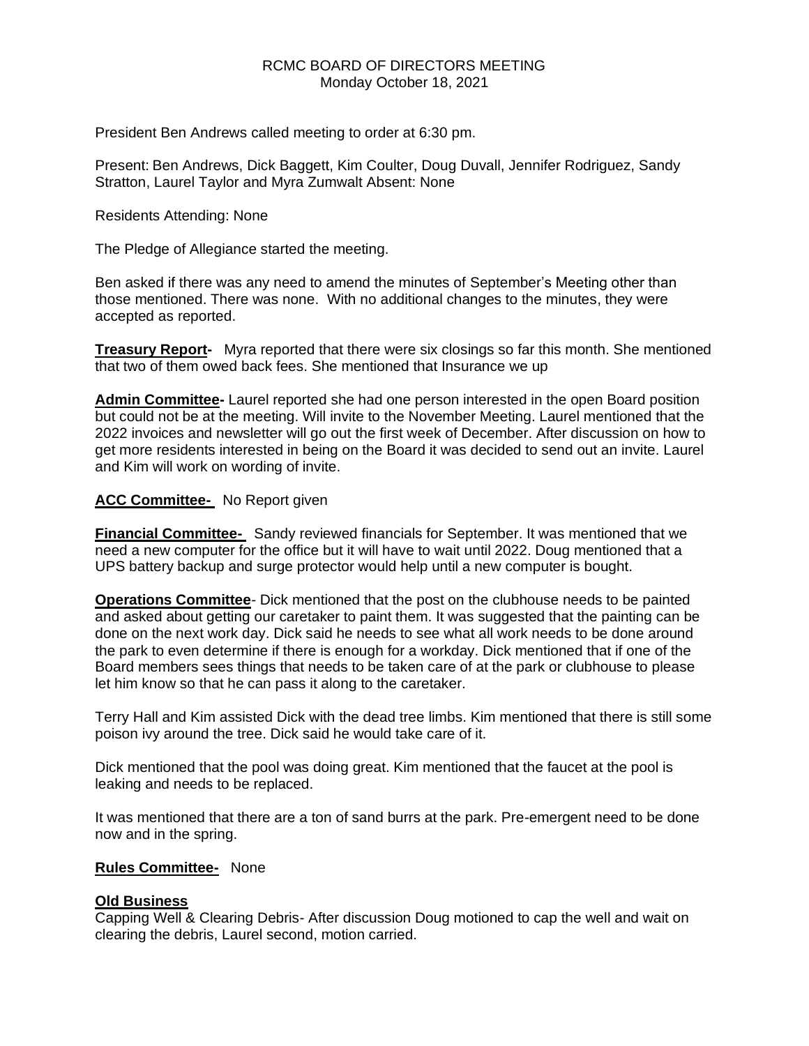# RCMC BOARD OF DIRECTORS MEETING
Monday October 18, 2021

President Ben Andrews called meeting to order at 6:30 pm.

Present: Ben Andrews, Dick Baggett, Kim Coulter, Doug Duvall, Jennifer Rodriguez, Sandy Stratton, Laurel Taylor and Myra Zumwalt Absent: None

Residents Attending: None

The Pledge of Allegiance started the meeting.

Ben asked if there was any need to amend the minutes of September's Meeting other than those mentioned. There was none. With no additional changes to the minutes, they were accepted as reported.

**Treasury Report-** Myra reported that there were six closings so far this month. She mentioned that two of them owed back fees. She mentioned that Insurance we up

**Admin Committee-** Laurel reported she had one person interested in the open Board position but could not be at the meeting. Will invite to the November Meeting. Laurel mentioned that the 2022 invoices and newsletter will go out the first week of December. After discussion on how to get more residents interested in being on the Board it was decided to send out an invite. Laurel and Kim will work on wording of invite.

**ACC Committee-** No Report given

**Financial Committee-** Sandy reviewed financials for September. It was mentioned that we need a new computer for the office but it will have to wait until 2022. Doug mentioned that a UPS battery backup and surge protector would help until a new computer is bought.

**Operations Committee**- Dick mentioned that the post on the clubhouse needs to be painted and asked about getting our caretaker to paint them. It was suggested that the painting can be done on the next work day. Dick said he needs to see what all work needs to be done around the park to even determine if there is enough for a workday. Dick mentioned that if one of the Board members sees things that needs to be taken care of at the park or clubhouse to please let him know so that he can pass it along to the caretaker.

Terry Hall and Kim assisted Dick with the dead tree limbs. Kim mentioned that there is still some poison ivy around the tree. Dick said he would take care of it.

Dick mentioned that the pool was doing great. Kim mentioned that the faucet at the pool is leaking and needs to be replaced.

It was mentioned that there are a ton of sand burrs at the park. Pre-emergent need to be done now and in the spring.

**Rules Committee-** None

**Old Business**

Capping Well & Clearing Debris- After discussion Doug motioned to cap the well and wait on clearing the debris, Laurel second, motion carried.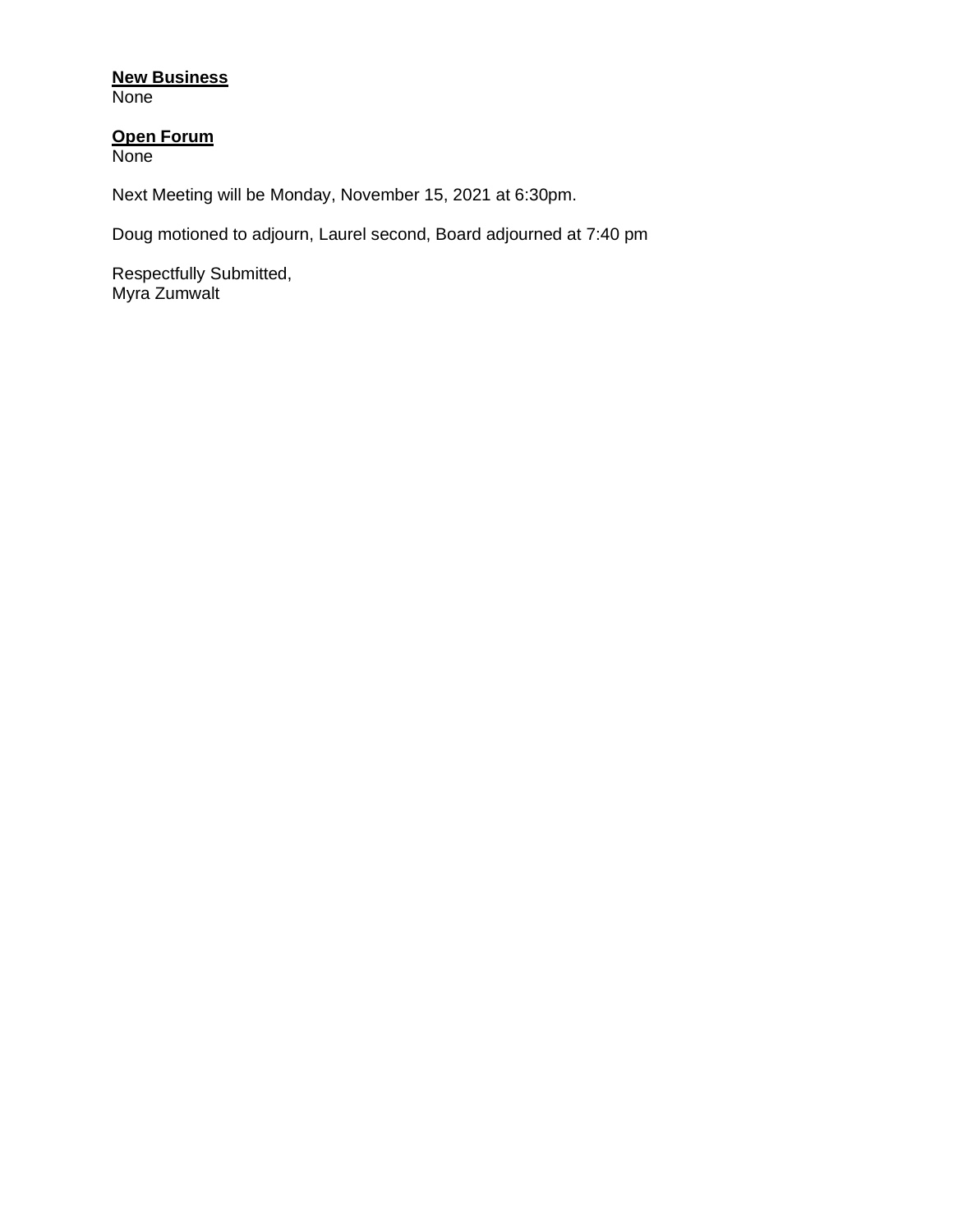**New Business**
None

**Open Forum**
None

Next Meeting will be Monday, November 15, 2021 at 6:30pm.

Doug motioned to adjourn, Laurel second, Board adjourned at 7:40 pm

Respectfully Submitted,
Myra Zumwalt